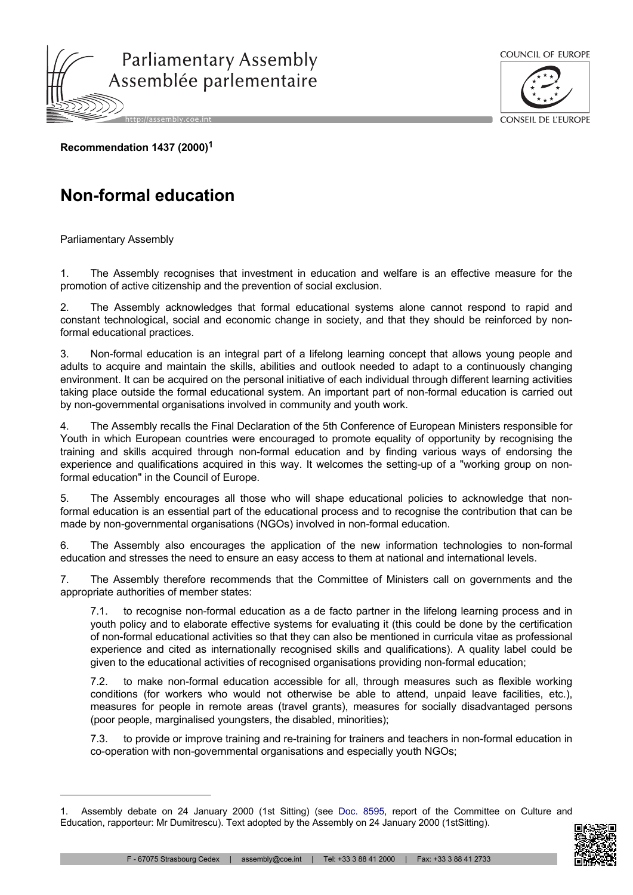**Recommendation 1437 (2000)[1]**

# Non-formal education

Parliamentary Assembly

1. The Assembly recognises that investment in education and welfare is an effective measure for the promotion of active citizenship and the prevention of social exclusion.

2. The Assembly acknowledges that formal educational systems alone cannot respond to rapid and constant technological, social and economic change in society, and that they should be reinforced by non-formal educational practices.

3. Non-formal education is an integral part of a lifelong learning concept that allows young people and adults to acquire and maintain the skills, abilities and outlook needed to adapt to a continuously changing environment. It can be acquired on the personal initiative of each individual through different learning activities taking place outside the formal educational system. An important part of non-formal education is carried out by non-governmental organisations involved in community and youth work.

4. The Assembly recalls the Final Declaration of the 5th Conference of European Ministers responsible for Youth in which European countries were encouraged to promote equality of opportunity by recognising the training and skills acquired through non-formal education and by finding various ways of endorsing the experience and qualifications acquired in this way. It welcomes the setting-up of a "working group on non-formal education" in the Council of Europe.

5. The Assembly encourages all those who will shape educational policies to acknowledge that non-formal education is an essential part of the educational process and to recognise the contribution that can be made by non-governmental organisations (NGOs) involved in non-formal education.

6. The Assembly also encourages the application of the new information technologies to non-formal education and stresses the need to ensure an easy access to them at national and international levels.

7. The Assembly therefore recommends that the Committee of Ministers call on governments and the appropriate authorities of member states:

7.1. to recognise non-formal education as a de facto partner in the lifelong learning process and in youth policy and to elaborate effective systems for evaluating it (this could be done by the certification of non-formal educational activities so that they can also be mentioned in curricula vitae as professional experience and cited as internationally recognised skills and qualifications). A quality label could be given to the educational activities of recognised organisations providing non-formal education;

7.2. to make non-formal education accessible for all, through measures such as flexible working conditions (for workers who would not otherwise be able to attend, unpaid leave facilities, etc.), measures for people in remote areas (travel grants), measures for socially disadvantaged persons (poor people, marginalised youngsters, the disabled, minorities);

7.3. to provide or improve training and re-training for trainers and teachers in non-formal education in co-operation with non-governmental organisations and especially youth NGOs;

---

1. Assembly debate on 24 January 2000 (1st Sitting) (see Doc. 8595, report of the Committee on Culture and Education, rapporteur: Mr Dumitrescu). Text adopted by the Assembly on 24 January 2000 (1stSitting).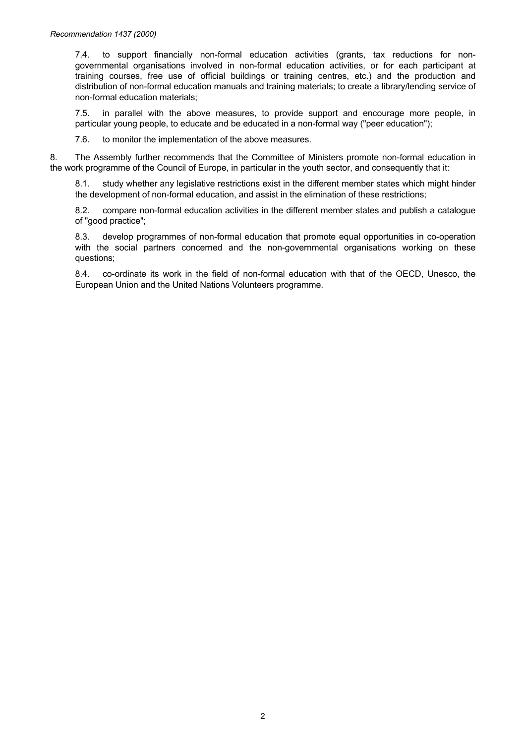7.4. to support financially non-formal education activities (grants, tax reductions for non-governmental organisations involved in non-formal education activities, or for each participant at training courses, free use of official buildings or training centres, etc.) and the production and distribution of non-formal education manuals and training materials; to create a library/lending service of non-formal education materials;

7.5. in parallel with the above measures, to provide support and encourage more people, in particular young people, to educate and be educated in a non-formal way ("peer education");

7.6. to monitor the implementation of the above measures.

8. The Assembly further recommends that the Committee of Ministers promote non-formal education in the work programme of the Council of Europe, in particular in the youth sector, and consequently that it:

8.1. study whether any legislative restrictions exist in the different member states which might hinder the development of non-formal education, and assist in the elimination of these restrictions;

8.2. compare non-formal education activities in the different member states and publish a catalogue of "good practice";

8.3. develop programmes of non-formal education that promote equal opportunities in co-operation with the social partners concerned and the non-governmental organisations working on these questions;

8.4. co-ordinate its work in the field of non-formal education with that of the OECD, Unesco, the European Union and the United Nations Volunteers programme.